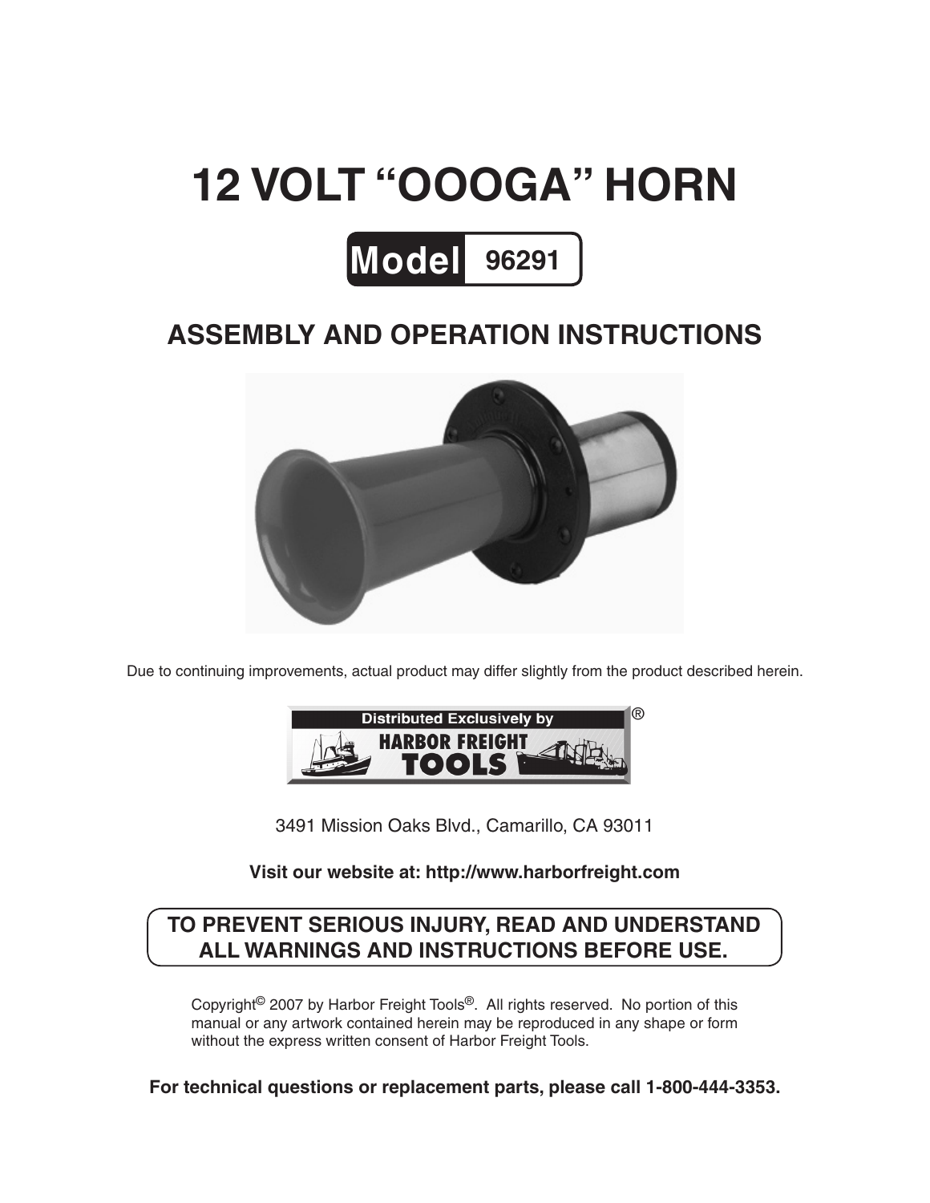# 12 VOLT "OOOGA" HORN

**Model 96291**

## ASSEMBLY AND OPERATION INSTRUCTIONS

Due to continuing improvements, actual product may differ slightly from the product described herein.

Distributed Exclusively by HARBOR FREIGHT TOOLS®

3491 Mission Oaks Blvd., Camarillo, CA 93011

**Visit our website at: http://www.harborfreight.com**

**TO PREVENT SERIOUS INJURY, READ AND UNDERSTAND ALL WARNINGS AND INSTRUCTIONS BEFORE USE.**

Copyright© 2007 by Harbor Freight Tools®. All rights reserved. No portion of this manual or any artwork contained herein may be reproduced in any shape or form without the express written consent of Harbor Freight Tools.

**For technical questions or replacement parts, please call 1-800-444-3353.**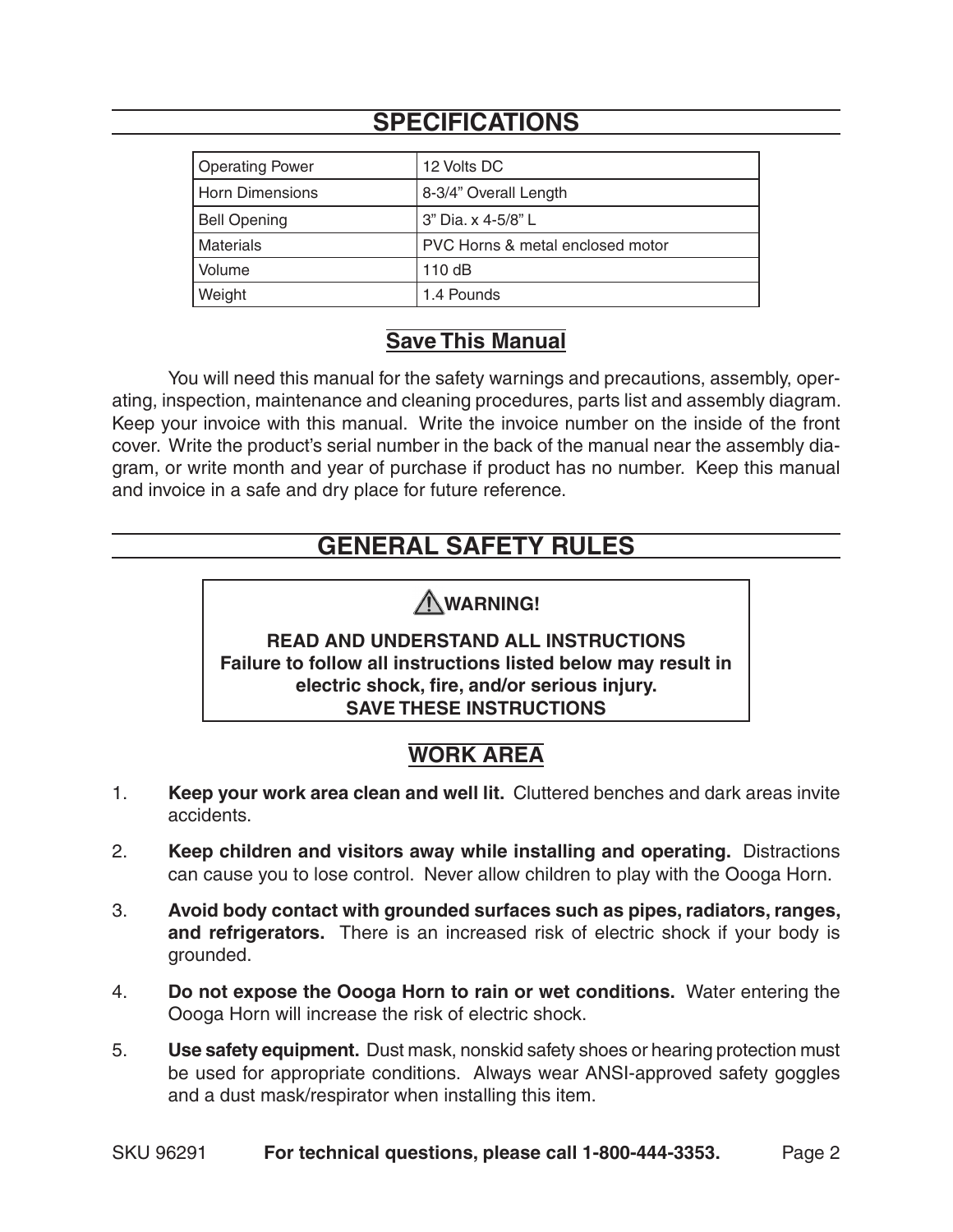## SPECIFICATIONS

| | |
|---|---|
| Operating Power | 12 Volts DC |
| Horn Dimensions | 8-3/4” Overall Length |
| Bell Opening | 3” Dia. x 4-5/8” L |
| Materials | PVC Horns & metal enclosed motor |
| Volume | 110 dB |
| Weight | 1.4 Pounds |

### Save This Manual

You will need this manual for the safety warnings and precautions, assembly, operating, inspection, maintenance and cleaning procedures, parts list and assembly diagram. Keep your invoice with this manual. Write the invoice number on the inside of the front cover. Write the product’s serial number in the back of the manual near the assembly diagram, or write month and year of purchase if product has no number. Keep this manual and invoice in a safe and dry place for future reference.

## GENERAL SAFETY RULES

**⚠ WARNING!**

**READ AND UNDERSTAND ALL INSTRUCTIONS**
**Failure to follow all instructions listed below may result in electric shock, fire, and/or serious injury.**
**SAVE THESE INSTRUCTIONS**

### WORK AREA

1. **Keep your work area clean and well lit.** Cluttered benches and dark areas invite accidents.
2. **Keep children and visitors away while installing and operating.** Distractions can cause you to lose control. Never allow children to play with the Oooga Horn.
3. **Avoid body contact with grounded surfaces such as pipes, radiators, ranges, and refrigerators.** There is an increased risk of electric shock if your body is grounded.
4. **Do not expose the Oooga Horn to rain or wet conditions.** Water entering the Oooga Horn will increase the risk of electric shock.
5. **Use safety equipment.** Dust mask, nonskid safety shoes or hearing protection must be used for appropriate conditions. Always wear ANSI-approved safety goggles and a dust mask/respirator when installing this item.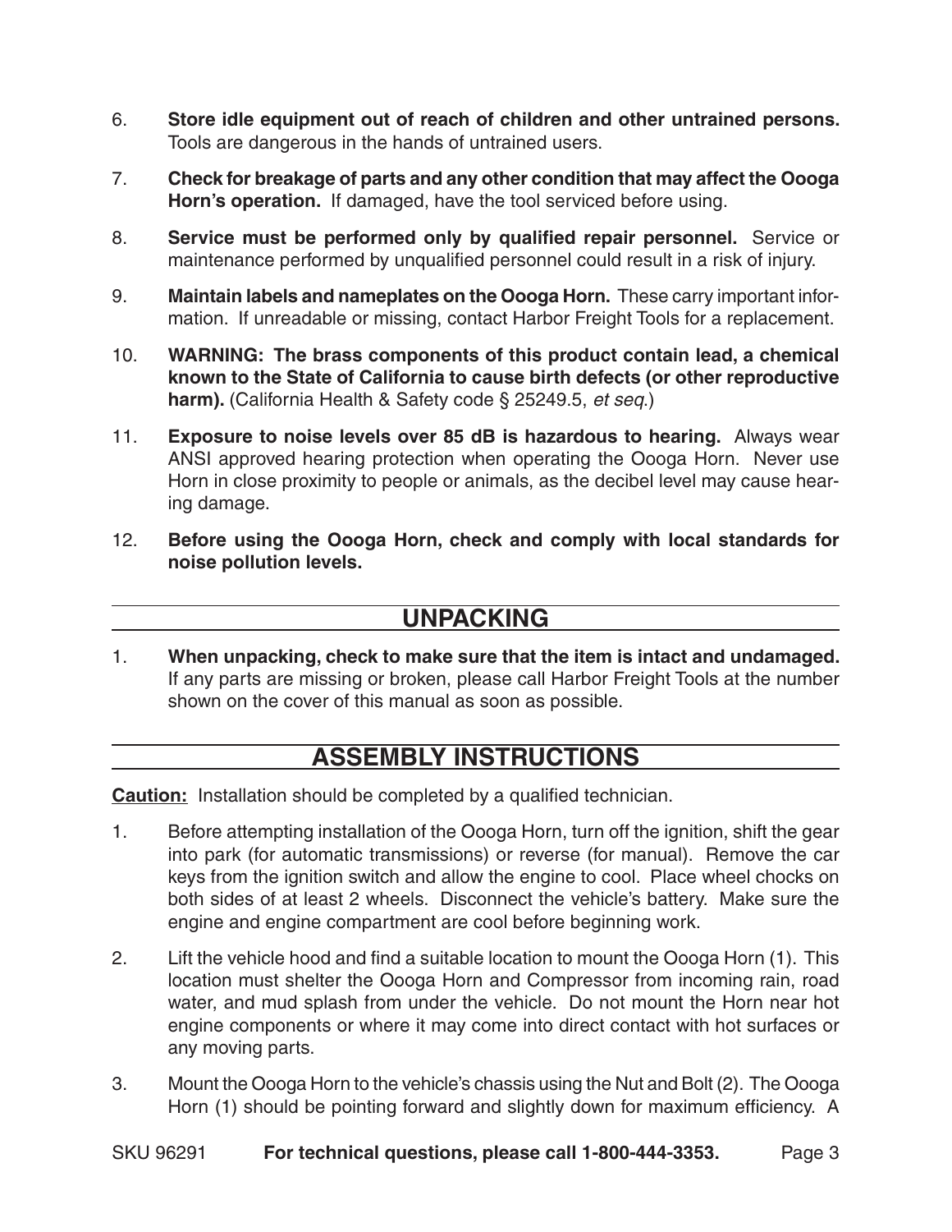6. **Store idle equipment out of reach of children and other untrained persons.** Tools are dangerous in the hands of untrained users.

7. **Check for breakage of parts and any other condition that may affect the Oooga Horn's operation.** If damaged, have the tool serviced before using.

8. **Service must be performed only by qualified repair personnel.** Service or maintenance performed by unqualified personnel could result in a risk of injury.

9. **Maintain labels and nameplates on the Oooga Horn.** These carry important information. If unreadable or missing, contact Harbor Freight Tools for a replacement.

10. **WARNING: The brass components of this product contain lead, a chemical known to the State of California to cause birth defects (or other reproductive harm).** (California Health & Safety code § 25249.5, *et seq.*)

11. **Exposure to noise levels over 85 dB is hazardous to hearing.** Always wear ANSI approved hearing protection when operating the Oooga Horn. Never use Horn in close proximity to people or animals, as the decibel level may cause hearing damage.

12. **Before using the Oooga Horn, check and comply with local standards for noise pollution levels.**

## UNPACKING

1. **When unpacking, check to make sure that the item is intact and undamaged.** If any parts are missing or broken, please call Harbor Freight Tools at the number shown on the cover of this manual as soon as possible.

## ASSEMBLY INSTRUCTIONS

**Caution:** Installation should be completed by a qualified technician.

1. Before attempting installation of the Oooga Horn, turn off the ignition, shift the gear into park (for automatic transmissions) or reverse (for manual). Remove the car keys from the ignition switch and allow the engine to cool. Place wheel chocks on both sides of at least 2 wheels. Disconnect the vehicle's battery. Make sure the engine and engine compartment are cool before beginning work.

2. Lift the vehicle hood and find a suitable location to mount the Oooga Horn (1). This location must shelter the Oooga Horn and Compressor from incoming rain, road water, and mud splash from under the vehicle. Do not mount the Horn near hot engine components or where it may come into direct contact with hot surfaces or any moving parts.

3. Mount the Oooga Horn to the vehicle's chassis using the Nut and Bolt (2). The Oooga Horn (1) should be pointing forward and slightly down for maximum efficiency. A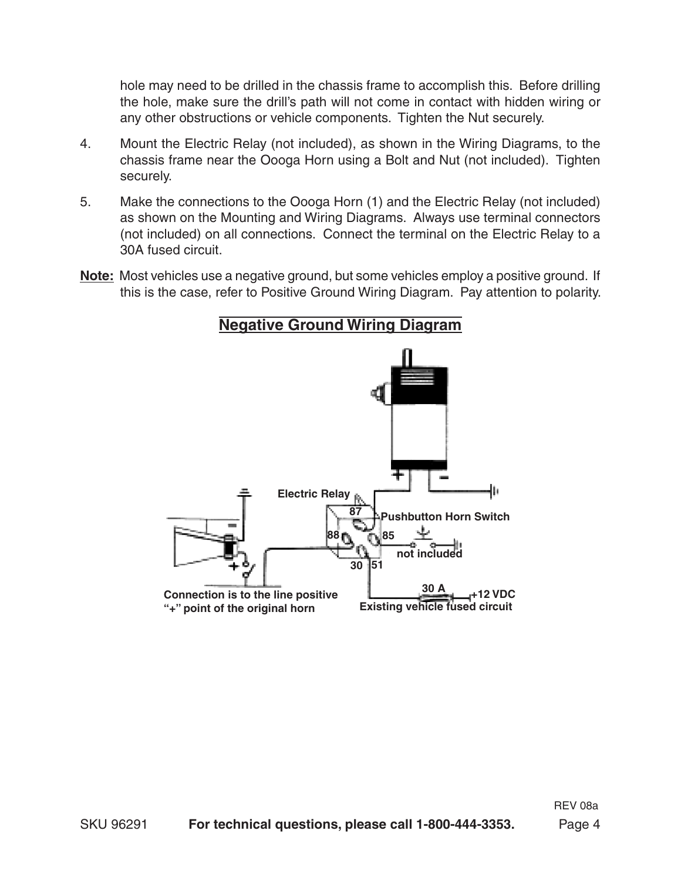hole may need to be drilled in the chassis frame to accomplish this. Before drilling the hole, make sure the drill's path will not come in contact with hidden wiring or any other obstructions or vehicle components. Tighten the Nut securely.

4. Mount the Electric Relay (not included), as shown in the Wiring Diagrams, to the chassis frame near the Oooga Horn using a Bolt and Nut (not included). Tighten securely.

5. Make the connections to the Oooga Horn (1) and the Electric Relay (not included) as shown on the Mounting and Wiring Diagrams. Always use terminal connectors (not included) on all connections. Connect the terminal on the Electric Relay to a 30A fused circuit.

**Note:** Most vehicles use a negative ground, but some vehicles employ a positive ground. If this is the case, refer to Positive Ground Wiring Diagram. Pay attention to polarity.

## Negative Ground Wiring Diagram

Electric Relay

87

88

85

30

51

Pushbutton Horn Switch

not included

30 A

+12 VDC

Existing vehicle fused circuit

Connection is to the line positive "+" point of the original horn

REV 08a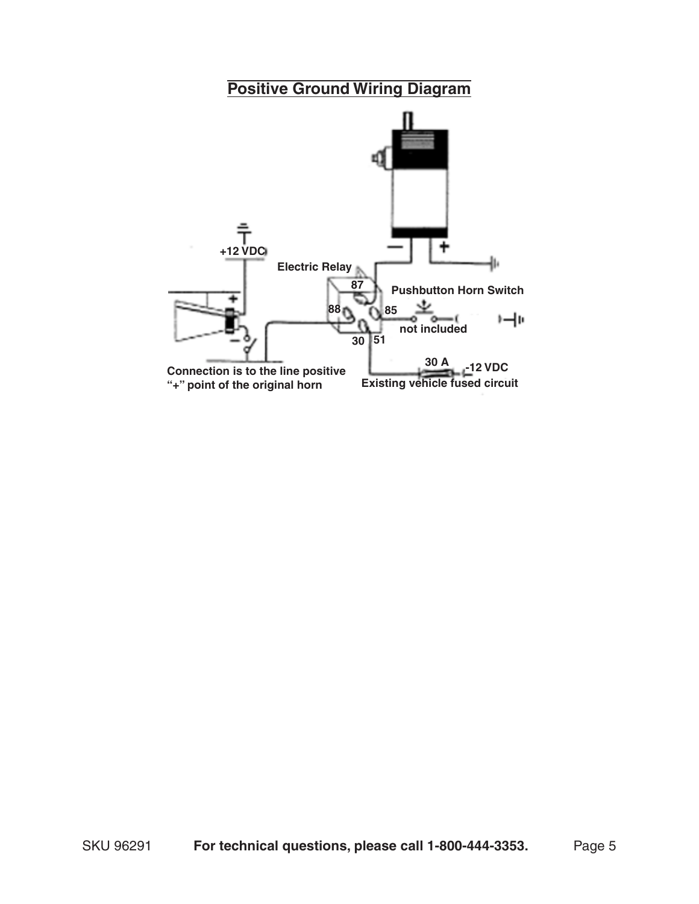## Positive Ground Wiring Diagram

+12 VDC

Electric Relay

87

88

85

30

51

Pushbutton Horn Switch

not included

30 A

-12 VDC

Connection is to the line positive "+" point of the original horn

Existing vehicle fused circuit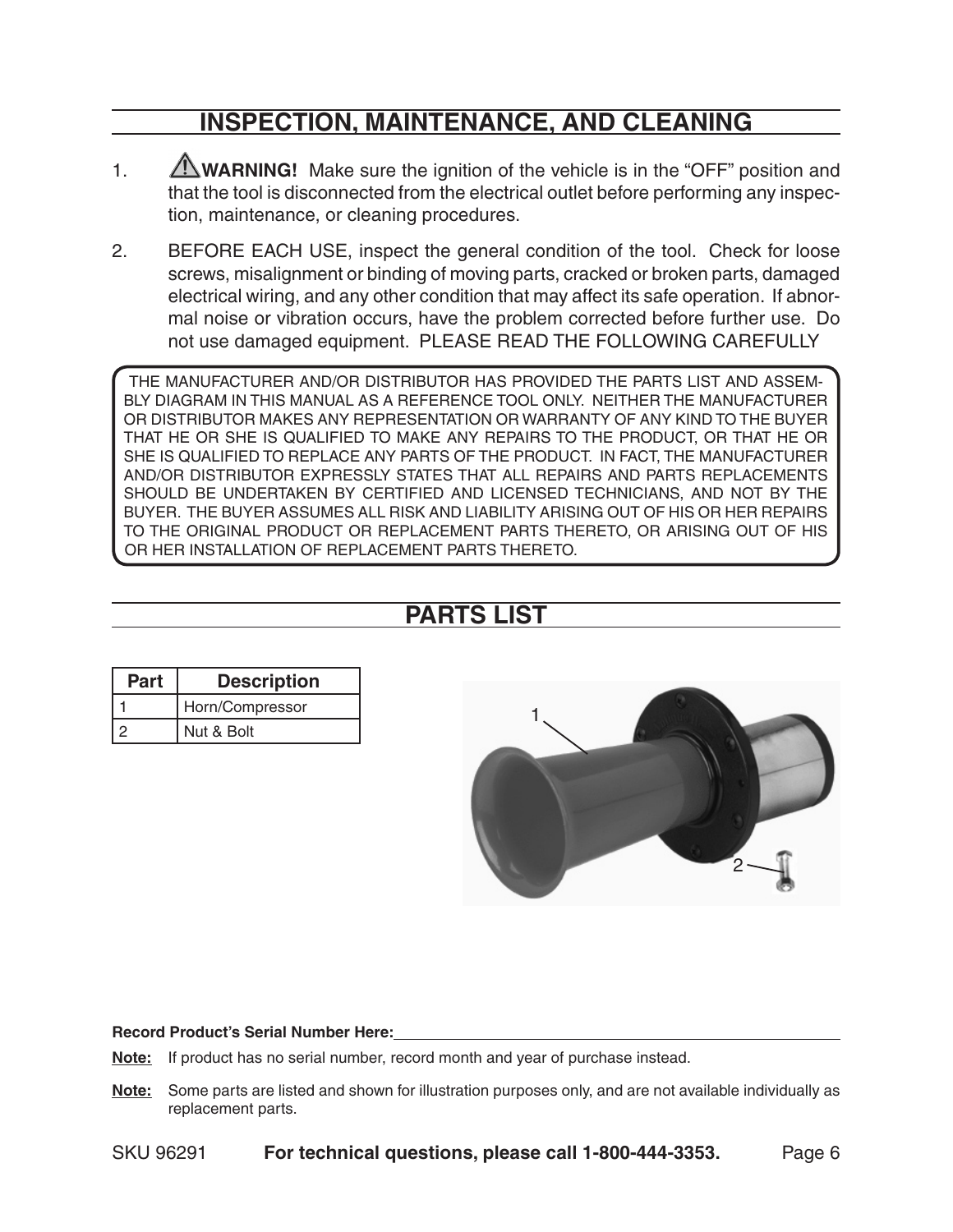## INSPECTION, MAINTENANCE, AND CLEANING

1. ⚠ **WARNING!** Make sure the ignition of the vehicle is in the "OFF" position and that the tool is disconnected from the electrical outlet before performing any inspection, maintenance, or cleaning procedures.
2. BEFORE EACH USE, inspect the general condition of the tool. Check for loose screws, misalignment or binding of moving parts, cracked or broken parts, damaged electrical wiring, and any other condition that may affect its safe operation. If abnormal noise or vibration occurs, have the problem corrected before further use. Do not use damaged equipment. PLEASE READ THE FOLLOWING CAREFULLY

THE MANUFACTURER AND/OR DISTRIBUTOR HAS PROVIDED THE PARTS LIST AND ASSEMBLY DIAGRAM IN THIS MANUAL AS A REFERENCE TOOL ONLY. NEITHER THE MANUFACTURER OR DISTRIBUTOR MAKES ANY REPRESENTATION OR WARRANTY OF ANY KIND TO THE BUYER THAT HE OR SHE IS QUALIFIED TO MAKE ANY REPAIRS TO THE PRODUCT, OR THAT HE OR SHE IS QUALIFIED TO REPLACE ANY PARTS OF THE PRODUCT. IN FACT, THE MANUFACTURER AND/OR DISTRIBUTOR EXPRESSLY STATES THAT ALL REPAIRS AND PARTS REPLACEMENTS SHOULD BE UNDERTAKEN BY CERTIFIED AND LICENSED TECHNICIANS, AND NOT BY THE BUYER. THE BUYER ASSUMES ALL RISK AND LIABILITY ARISING OUT OF HIS OR HER REPAIRS TO THE ORIGINAL PRODUCT OR REPLACEMENT PARTS THERETO, OR ARISING OUT OF HIS OR HER INSTALLATION OF REPLACEMENT PARTS THERETO.

## PARTS LIST

| Part | Description |
|---|---|
| 1 | Horn/Compressor |
| 2 | Nut & Bolt |

1

2

**Record Product's Serial Number Here:** ______________________

**Note:** If product has no serial number, record month and year of purchase instead.

**Note:** Some parts are listed and shown for illustration purposes only, and are not available individually as replacement parts.

SKU 96291 **For technical questions, please call 1-800-444-3353.**